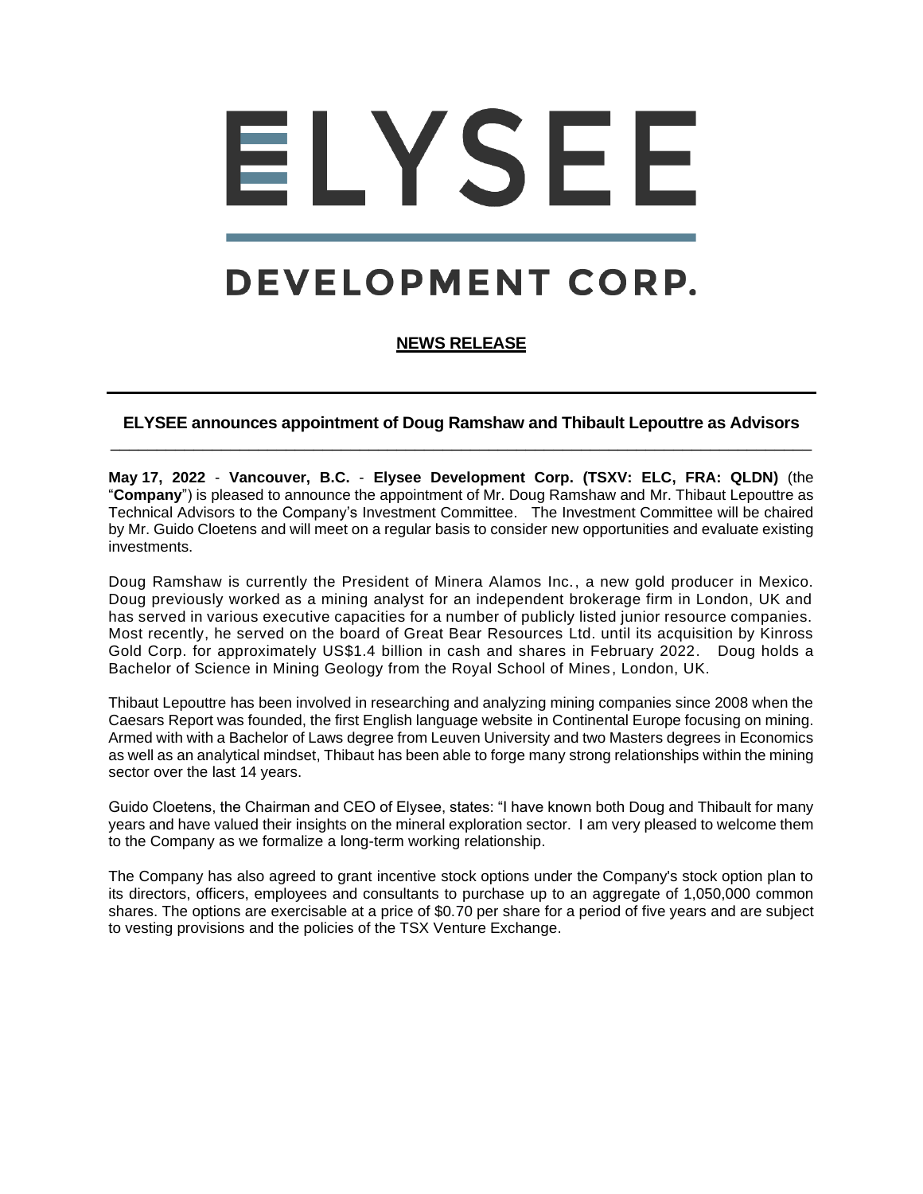# ELYSEE

# DEVELOPMENT CORP.

**NEWS RELEASE**

---

### ELYSEE announces appointment of Doug Ramshaw and Thibault Lepouttre as Advisors

---

**May 17, 2022** - **Vancouver, B.C.** - **Elysee Development Corp. (TSXV: ELC, FRA: QLDN)** (the "**Company**") is pleased to announce the appointment of Mr. Doug Ramshaw and Mr. Thibaut Lepouttre as Technical Advisors to the Company's Investment Committee. The Investment Committee will be chaired by Mr. Guido Cloetens and will meet on a regular basis to consider new opportunities and evaluate existing investments.

Doug Ramshaw is currently the President of Minera Alamos Inc., a new gold producer in Mexico. Doug previously worked as a mining analyst for an independent brokerage firm in London, UK and has served in various executive capacities for a number of publicly listed junior resource companies. Most recently, he served on the board of Great Bear Resources Ltd. until its acquisition by Kinross Gold Corp. for approximately US$1.4 billion in cash and shares in February 2022. Doug holds a Bachelor of Science in Mining Geology from the Royal School of Mines, London, UK.

Thibaut Lepouttre has been involved in researching and analyzing mining companies since 2008 when the Caesars Report was founded, the first English language website in Continental Europe focusing on mining. Armed with with a Bachelor of Laws degree from Leuven University and two Masters degrees in Economics as well as an analytical mindset, Thibaut has been able to forge many strong relationships within the mining sector over the last 14 years.

Guido Cloetens, the Chairman and CEO of Elysee, states: "I have known both Doug and Thibault for many years and have valued their insights on the mineral exploration sector. I am very pleased to welcome them to the Company as we formalize a long-term working relationship.

The Company has also agreed to grant incentive stock options under the Company's stock option plan to its directors, officers, employees and consultants to purchase up to an aggregate of 1,050,000 common shares. The options are exercisable at a price of $0.70 per share for a period of five years and are subject to vesting provisions and the policies of the TSX Venture Exchange.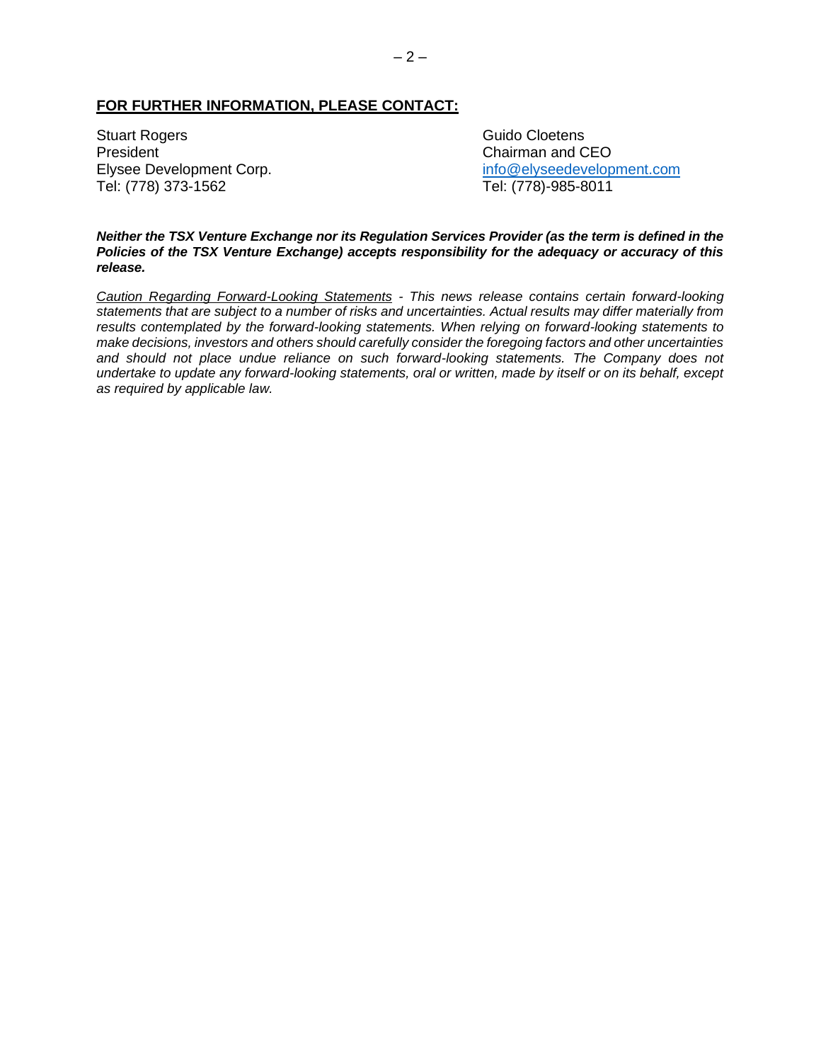**FOR FURTHER INFORMATION, PLEASE CONTACT:**

Stuart Rogers
President
Elysee Development Corp.
Tel: (778) 373-1562

Guido Cloetens
Chairman and CEO
info@elyseedevelopment.com
Tel: (778)-985-8011

***Neither the TSX Venture Exchange nor its Regulation Services Provider (as the term is defined in the Policies of the TSX Venture Exchange) accepts responsibility for the adequacy or accuracy of this release.***

*Caution Regarding Forward-Looking Statements - This news release contains certain forward-looking statements that are subject to a number of risks and uncertainties. Actual results may differ materially from results contemplated by the forward-looking statements. When relying on forward-looking statements to make decisions, investors and others should carefully consider the foregoing factors and other uncertainties and should not place undue reliance on such forward-looking statements. The Company does not undertake to update any forward-looking statements, oral or written, made by itself or on its behalf, except as required by applicable law.*